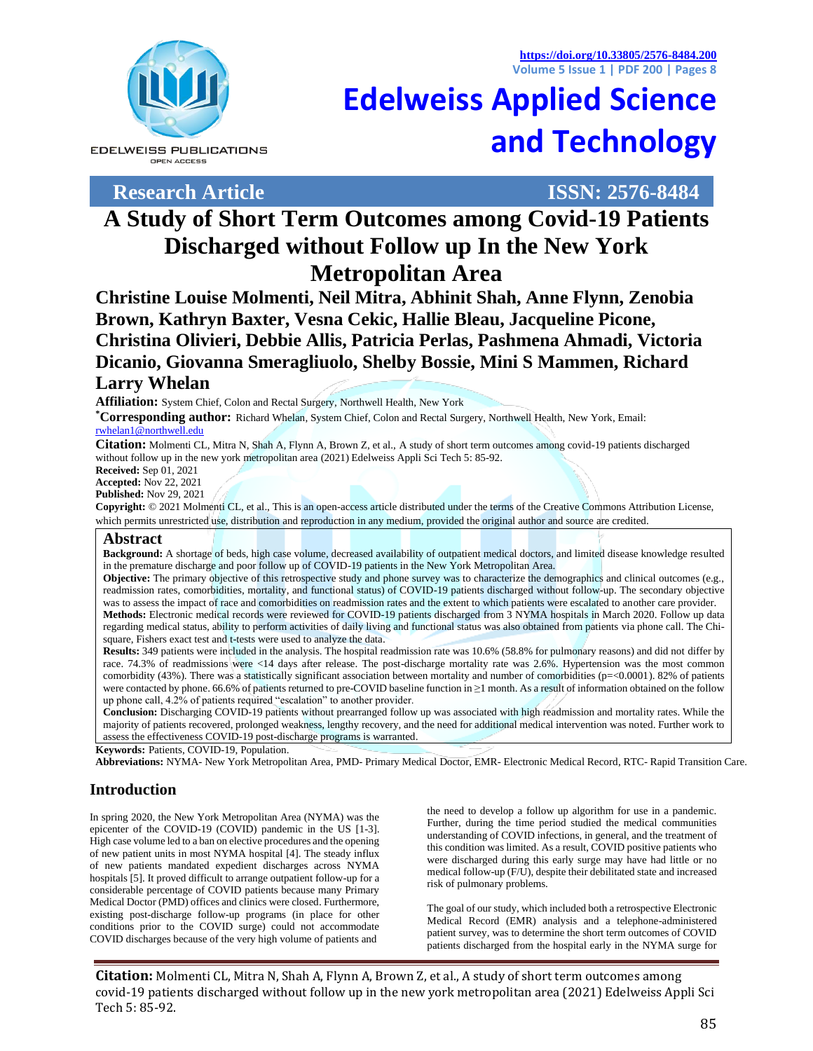Research Article

ISSN: 2576-8484

# A Study of Short Term Outcomes among Covid-19 Patients Discharged without Follow up In the New York Metropolitan Area

**Christine Louise Molmenti, Neil Mitra, Abhinit Shah, Anne Flynn, Zenobia Brown, Kathryn Baxter, Vesna Cekic, Hallie Bleau, Jacqueline Picone, Christina Olivieri, Debbie Allis, Patricia Perlas, Pashmena Ahmadi, Victoria Dicanio, Giovanna Smeragliuolo, Shelby Bossie, Mini S Mammen, Richard Larry Whelan**

**Affiliation:** System Chief, Colon and Rectal Surgery, Northwell Health, New York

**\*Corresponding author:** Richard Whelan, System Chief, Colon and Rectal Surgery, Northwell Health, New York, Email: rwhelan1@northwell.edu

**Citation:** Molmenti CL, Mitra N, Shah A, Flynn A, Brown Z, et al., A study of short term outcomes among covid-19 patients discharged without follow up in the new york metropolitan area (2021) Edelweiss Appli Sci Tech 5: 85-92.

**Received:** Sep 01, 2021
**Accepted:** Nov 22, 2021
**Published:** Nov 29, 2021

**Copyright:** © 2021 Molmenti CL, et al., This is an open-access article distributed under the terms of the Creative Commons Attribution License, which permits unrestricted use, distribution and reproduction in any medium, provided the original author and source are credited.

## Abstract

**Background:** A shortage of beds, high case volume, decreased availability of outpatient medical doctors, and limited disease knowledge resulted in the premature discharge and poor follow up of COVID-19 patients in the New York Metropolitan Area.

**Objective:** The primary objective of this retrospective study and phone survey was to characterize the demographics and clinical outcomes (e.g., readmission rates, comorbidities, mortality, and functional status) of COVID-19 patients discharged without follow-up. The secondary objective was to assess the impact of race and comorbidities on readmission rates and the extent to which patients were escalated to another care provider.

**Methods:** Electronic medical records were reviewed for COVID-19 patients discharged from 3 NYMA hospitals in March 2020. Follow up data regarding medical status, ability to perform activities of daily living and functional status was also obtained from patients via phone call. The Chi-square, Fishers exact test and t-tests were used to analyze the data.

**Results:** 349 patients were included in the analysis. The hospital readmission rate was 10.6% (58.8% for pulmonary reasons) and did not differ by race. 74.3% of readmissions were <14 days after release. The post-discharge mortality rate was 2.6%. Hypertension was the most common comorbidity (43%). There was a statistically significant association between mortality and number of comorbidities ($p=<0.0001$). 82% of patients were contacted by phone. 66.6% of patients returned to pre-COVID baseline function in ≥1 month. As a result of information obtained on the follow up phone call, 4.2% of patients required "escalation" to another provider.

**Conclusion:** Discharging COVID-19 patients without prearranged follow up was associated with high readmission and mortality rates. While the majority of patients recovered, prolonged weakness, lengthy recovery, and the need for additional medical intervention was noted. Further work to assess the effectiveness COVID-19 post-discharge programs is warranted.

**Keywords:** Patients, COVID-19, Population.

**Abbreviations:** NYMA- New York Metropolitan Area, PMD- Primary Medical Doctor, EMR- Electronic Medical Record, RTC- Rapid Transition Care.

## Introduction

In spring 2020, the New York Metropolitan Area (NYMA) was the epicenter of the COVID-19 (COVID) pandemic in the US [1-3]. High case volume led to a ban on elective procedures and the opening of new patient units in most NYMA hospital [4]. The steady influx of new patients mandated expedient discharges across NYMA hospitals [5]. It proved difficult to arrange outpatient follow-up for a considerable percentage of COVID patients because many Primary Medical Doctor (PMD) offices and clinics were closed. Furthermore, existing post-discharge follow-up programs (in place for other conditions prior to the COVID surge) could not accommodate COVID discharges because of the very high volume of patients and the need to develop a follow up algorithm for use in a pandemic. Further, during the time period studied the medical communities understanding of COVID infections, in general, and the treatment of this condition was limited. As a result, COVID positive patients who were discharged during this early surge may have had little or no medical follow-up (F/U), despite their debilitated state and increased risk of pulmonary problems.

The goal of our study, which included both a retrospective Electronic Medical Record (EMR) analysis and a telephone-administered patient survey, was to determine the short term outcomes of COVID patients discharged from the hospital early in the NYMA surge for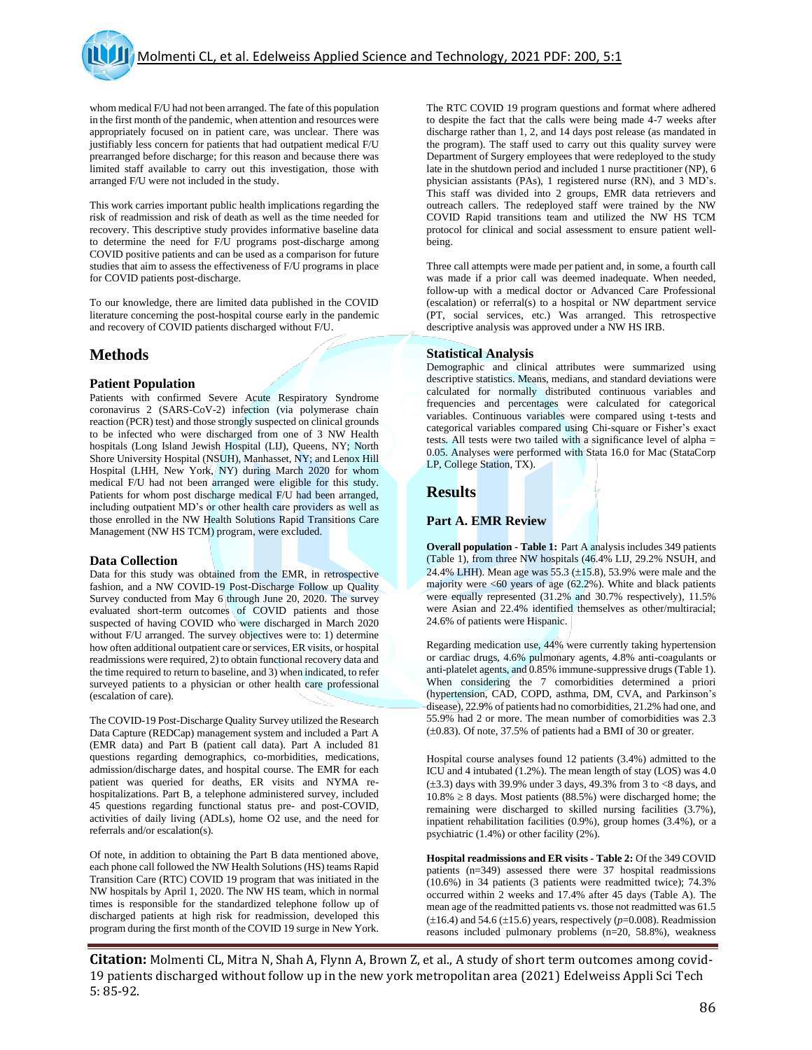whom medical F/U had not been arranged. The fate of this population in the first month of the pandemic, when attention and resources were appropriately focused on in patient care, was unclear. There was justifiably less concern for patients that had outpatient medical F/U prearranged before discharge; for this reason and because there was limited staff available to carry out this investigation, those with arranged F/U were not included in the study.

This work carries important public health implications regarding the risk of readmission and risk of death as well as the time needed for recovery. This descriptive study provides informative baseline data to determine the need for F/U programs post-discharge among COVID positive patients and can be used as a comparison for future studies that aim to assess the effectiveness of F/U programs in place for COVID patients post-discharge.

To our knowledge, there are limited data published in the COVID literature concerning the post-hospital course early in the pandemic and recovery of COVID patients discharged without F/U.

# Methods

## Patient Population

Patients with confirmed Severe Acute Respiratory Syndrome coronavirus 2 (SARS-CoV-2) infection (via polymerase chain reaction (PCR) test) and those strongly suspected on clinical grounds to be infected who were discharged from one of 3 NW Health hospitals (Long Island Jewish Hospital (LIJ), Queens, NY; North Shore University Hospital (NSUH), Manhasset, NY; and Lenox Hill Hospital (LHH, New York, NY) during March 2020 for whom medical F/U had not been arranged were eligible for this study. Patients for whom post discharge medical F/U had been arranged, including outpatient MD's or other health care providers as well as those enrolled in the NW Health Solutions Rapid Transitions Care Management (NW HS TCM) program, were excluded.

## Data Collection

Data for this study was obtained from the EMR, in retrospective fashion, and a NW COVID-19 Post-Discharge Follow up Quality Survey conducted from May 6 through June 20, 2020. The survey evaluated short-term outcomes of COVID patients and those suspected of having COVID who were discharged in March 2020 without F/U arranged. The survey objectives were to: 1) determine how often additional outpatient care or services, ER visits, or hospital readmissions were required, 2) to obtain functional recovery data and the time required to return to baseline, and 3) when indicated, to refer surveyed patients to a physician or other health care professional (escalation of care).

The COVID-19 Post-Discharge Quality Survey utilized the Research Data Capture (REDCap) management system and included a Part A (EMR data) and Part B (patient call data). Part A included 81 questions regarding demographics, co-morbidities, medications, admission/discharge dates, and hospital course. The EMR for each patient was queried for deaths, ER visits and NYMA re-hospitalizations. Part B, a telephone administered survey, included 45 questions regarding functional status pre- and post-COVID, activities of daily living (ADLs), home O2 use, and the need for referrals and/or escalation(s).

Of note, in addition to obtaining the Part B data mentioned above, each phone call followed the NW Health Solutions (HS) teams Rapid Transition Care (RTC) COVID 19 program that was initiated in the NW hospitals by April 1, 2020. The NW HS team, which in normal times is responsible for the standardized telephone follow up of discharged patients at high risk for readmission, developed this program during the first month of the COVID 19 surge in New York.

The RTC COVID 19 program questions and format where adhered to despite the fact that the calls were being made 4-7 weeks after discharge rather than 1, 2, and 14 days post release (as mandated in the program). The staff used to carry out this quality survey were Department of Surgery employees that were redeployed to the study late in the shutdown period and included 1 nurse practitioner (NP), 6 physician assistants (PAs), 1 registered nurse (RN), and 3 MD's. This staff was divided into 2 groups, EMR data retrievers and outreach callers. The redeployed staff were trained by the NW COVID Rapid transitions team and utilized the NW HS TCM protocol for clinical and social assessment to ensure patient well-being.

Three call attempts were made per patient and, in some, a fourth call was made if a prior call was deemed inadequate. When needed, follow-up with a medical doctor or Advanced Care Professional (escalation) or referral(s) to a hospital or NW department service (PT, social services, etc.) Was arranged. This retrospective descriptive analysis was approved under a NW HS IRB.

## Statistical Analysis

Demographic and clinical attributes were summarized using descriptive statistics. Means, medians, and standard deviations were calculated for normally distributed continuous variables and frequencies and percentages were calculated for categorical variables. Continuous variables were compared using t-tests and categorical variables compared using Chi-square or Fisher's exact tests. All tests were two tailed with a significance level of alpha = 0.05. Analyses were performed with Stata 16.0 for Mac (StataCorp LP, College Station, TX).

# Results

## Part A. EMR Review

**Overall population - Table 1:** Part A analysis includes 349 patients (Table 1), from three NW hospitals (46.4% LIJ, 29.2% NSUH, and 24.4% LHH). Mean age was 55.3 (±15.8), 53.9% were male and the majority were <60 years of age (62.2%). White and black patients were equally represented (31.2% and 30.7% respectively), 11.5% were Asian and 22.4% identified themselves as other/multiracial; 24.6% of patients were Hispanic.

Regarding medication use, 44% were currently taking hypertension or cardiac drugs, 4.6% pulmonary agents, 4.8% anti-coagulants or anti-platelet agents, and 0.85% immune-suppressive drugs (Table 1). When considering the 7 comorbidities determined a priori (hypertension, CAD, COPD, asthma, DM, CVA, and Parkinson's disease), 22.9% of patients had no comorbidities, 21.2% had one, and 55.9% had 2 or more. The mean number of comorbidities was 2.3 (±0.83). Of note, 37.5% of patients had a BMI of 30 or greater.

Hospital course analyses found 12 patients (3.4%) admitted to the ICU and 4 intubated (1.2%). The mean length of stay (LOS) was 4.0 (±3.3) days with 39.9% under 3 days, 49.3% from 3 to <8 days, and 10.8% ≥ 8 days. Most patients (88.5%) were discharged home; the remaining were discharged to skilled nursing facilities (3.7%), inpatient rehabilitation facilities (0.9%), group homes (3.4%), or a psychiatric (1.4%) or other facility (2%).

**Hospital readmissions and ER visits - Table 2:** Of the 349 COVID patients (n=349) assessed there were 37 hospital readmissions (10.6%) in 34 patients (3 patients were readmitted twice); 74.3% occurred within 2 weeks and 17.4% after 45 days (Table A). The mean age of the readmitted patients vs. those not readmitted was 61.5 (±16.4) and 54.6 (±15.6) years, respectively ($p$=0.008). Readmission reasons included pulmonary problems (n=20, 58.8%), weakness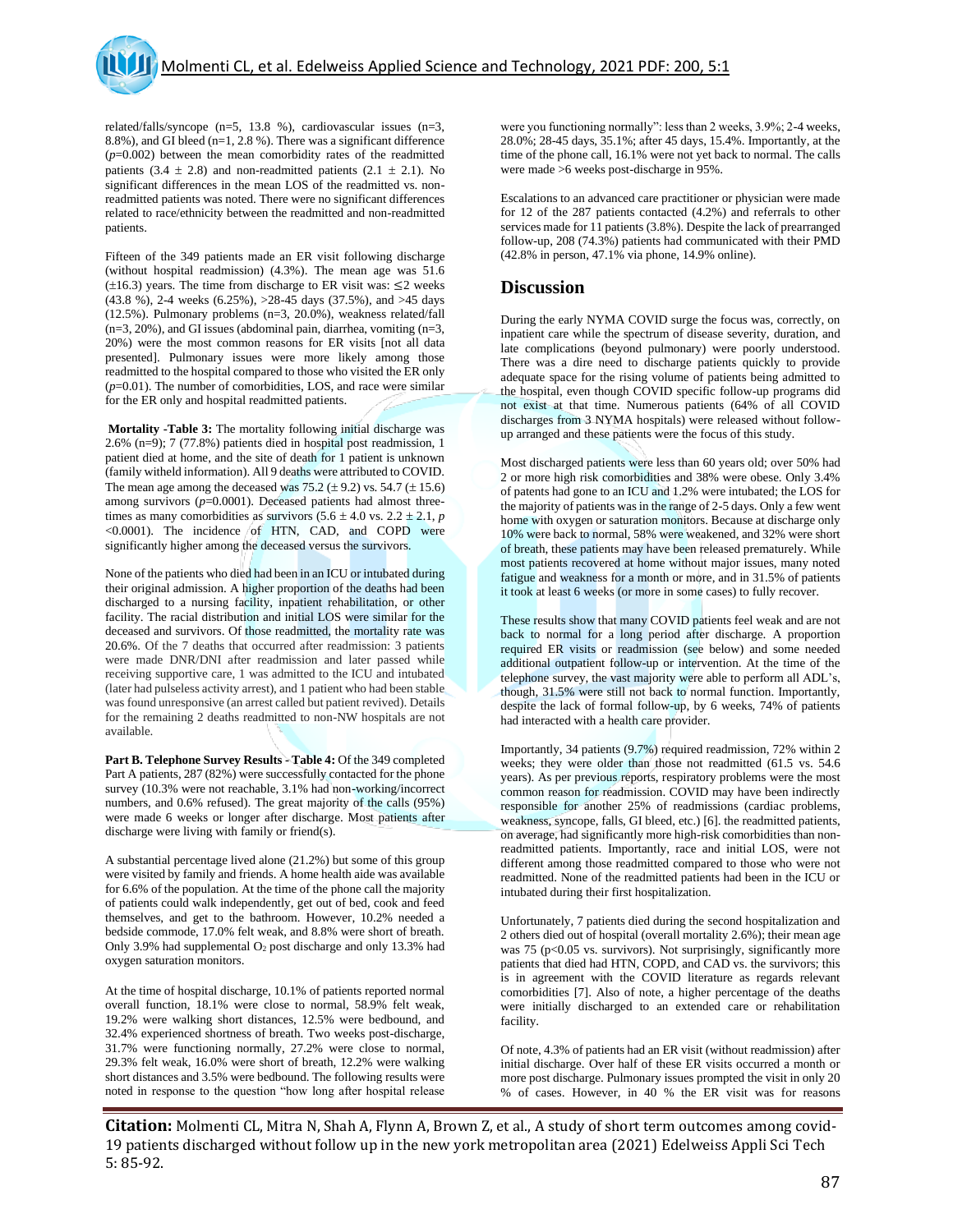related/falls/syncope (n=5, 13.8 %), cardiovascular issues (n=3, 8.8%), and GI bleed (n=1, 2.8 %). There was a significant difference ($p$=0.002) between the mean comorbidity rates of the readmitted patients (3.4 ± 2.8) and non-readmitted patients (2.1 ± 2.1). No significant differences in the mean LOS of the readmitted vs. non-readmitted patients was noted. There were no significant differences related to race/ethnicity between the readmitted and non-readmitted patients.

Fifteen of the 349 patients made an ER visit following discharge (without hospital readmission) (4.3%). The mean age was 51.6 (±16.3) years. The time from discharge to ER visit was: ≤2 weeks (43.8 %), 2-4 weeks (6.25%), >28-45 days (37.5%), and >45 days (12.5%). Pulmonary problems (n=3, 20.0%), weakness related/fall (n=3, 20%), and GI issues (abdominal pain, diarrhea, vomiting (n=3, 20%) were the most common reasons for ER visits [not all data presented]. Pulmonary issues were more likely among those readmitted to the hospital compared to those who visited the ER only ($p$=0.01). The number of comorbidities, LOS, and race were similar for the ER only and hospital readmitted patients.

**Mortality -Table 3:** The mortality following initial discharge was 2.6% (n=9); 7 (77.8%) patients died in hospital post readmission, 1 patient died at home, and the site of death for 1 patient is unknown (family witheld information). All 9 deaths were attributed to COVID. The mean age among the deceased was 75.2 (± 9.2) vs. 54.7 (± 15.6) among survivors ($p$=0.0001). Deceased patients had almost three-times as many comorbidities as survivors (5.6 ± 4.0 vs. 2.2 ± 2.1, $p$ <0.0001). The incidence of HTN, CAD, and COPD were significantly higher among the deceased versus the survivors.

None of the patients who died had been in an ICU or intubated during their original admission. A higher proportion of the deaths had been discharged to a nursing facility, inpatient rehabilitation, or other facility. The racial distribution and initial LOS were similar for the deceased and survivors. Of those readmitted, the mortality rate was 20.6%. Of the 7 deaths that occurred after readmission: 3 patients were made DNR/DNI after readmission and later passed while receiving supportive care, 1 was admitted to the ICU and intubated (later had pulseless activity arrest), and 1 patient who had been stable was found unresponsive (an arrest called but patient revived). Details for the remaining 2 deaths readmitted to non-NW hospitals are not available.

**Part B. Telephone Survey Results - Table 4:** Of the 349 completed Part A patients, 287 (82%) were successfully contacted for the phone survey (10.3% were not reachable, 3.1% had non-working/incorrect numbers, and 0.6% refused). The great majority of the calls (95%) were made 6 weeks or longer after discharge. Most patients after discharge were living with family or friend(s).

A substantial percentage lived alone (21.2%) but some of this group were visited by family and friends. A home health aide was available for 6.6% of the population. At the time of the phone call the majority of patients could walk independently, get out of bed, cook and feed themselves, and get to the bathroom. However, 10.2% needed a bedside commode, 17.0% felt weak, and 8.8% were short of breath. Only 3.9% had supplemental $O_2$ post discharge and only 13.3% had oxygen saturation monitors.

At the time of hospital discharge, 10.1% of patients reported normal overall function, 18.1% were close to normal, 58.9% felt weak, 19.2% were walking short distances, 12.5% were bedbound, and 32.4% experienced shortness of breath. Two weeks post-discharge, 31.7% were functioning normally, 27.2% were close to normal, 29.3% felt weak, 16.0% were short of breath, 12.2% were walking short distances and 3.5% were bedbound. The following results were noted in response to the question "how long after hospital release were you functioning normally": less than 2 weeks, 3.9%; 2-4 weeks, 28.0%; 28-45 days, 35.1%; after 45 days, 15.4%. Importantly, at the time of the phone call, 16.1% were not yet back to normal. The calls were made >6 weeks post-discharge in 95%.

Escalations to an advanced care practitioner or physician were made for 12 of the 287 patients contacted (4.2%) and referrals to other services made for 11 patients (3.8%). Despite the lack of prearranged follow-up, 208 (74.3%) patients had communicated with their PMD (42.8% in person, 47.1% via phone, 14.9% online).

## Discussion

During the early NYMA COVID surge the focus was, correctly, on inpatient care while the spectrum of disease severity, duration, and late complications (beyond pulmonary) were poorly understood. There was a dire need to discharge patients quickly to provide adequate space for the rising volume of patients being admitted to the hospital, even though COVID specific follow-up programs did not exist at that time. Numerous patients (64% of all COVID discharges from 3 NYMA hospitals) were released without follow-up arranged and these patients were the focus of this study.

Most discharged patients were less than 60 years old; over 50% had 2 or more high risk comorbidities and 38% were obese. Only 3.4% of patents had gone to an ICU and 1.2% were intubated; the LOS for the majority of patients was in the range of 2-5 days. Only a few went home with oxygen or saturation monitors. Because at discharge only 10% were back to normal, 58% were weakened, and 32% were short of breath, these patients may have been released prematurely. While most patients recovered at home without major issues, many noted fatigue and weakness for a month or more, and in 31.5% of patients it took at least 6 weeks (or more in some cases) to fully recover.

These results show that many COVID patients feel weak and are not back to normal for a long period after discharge. A proportion required ER visits or readmission (see below) and some needed additional outpatient follow-up or intervention. At the time of the telephone survey, the vast majority were able to perform all ADL's, though, 31.5% were still not back to normal. Importantly, despite the lack of formal follow-up, by 6 weeks, 74% of patients had interacted with a health care provider.

Importantly, 34 patients (9.7%) required readmission, 72% within 2 weeks; they were older than those not readmitted (61.5 vs. 54.6 years). As per previous reports, respiratory problems were the most common reason for readmission. COVID may have been indirectly responsible for another 25% of readmissions (cardiac problems, weakness, syncope, falls, GI bleed, etc.) [6]. the readmitted patients, on average, had significantly more high-risk comorbidities than non-readmitted patients. Importantly, race and initial LOS, were not different among those readmitted compared to those who were not readmitted. None of the readmitted patients had been in the ICU or intubated during their first hospitalization.

Unfortunately, 7 patients died during the second hospitalization and 2 others died out of hospital (overall mortality 2.6%); their mean age was 75 ($p<0.05$ vs. survivors). Not surprisingly, significantly more patients that died had HTN, COPD, and CAD vs. the survivors; this is in agreement with the COVID literature as regards relevant comorbidities [7]. Also of note, a higher percentage of the deaths were initially discharged to an extended care or rehabilitation facility.

Of note, 4.3% of patients had an ER visit (without readmission) after initial discharge. Over half of these ER visits occurred a month or more post discharge. Pulmonary issues prompted the visit in only 20 % of cases. However, in 40 % the ER visit was for reasons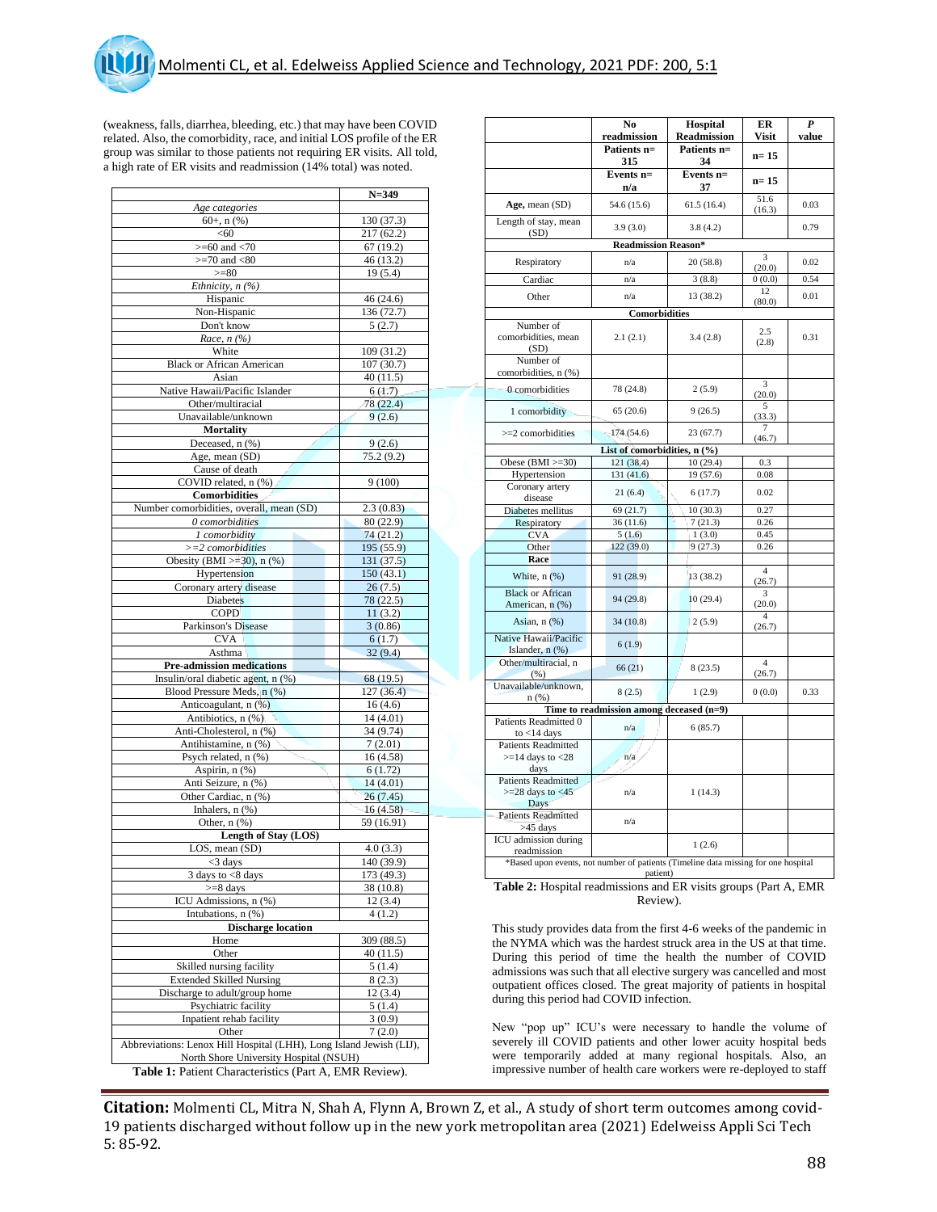(weakness, falls, diarrhea, bleeding, etc.) that may have been COVID related. Also, the comorbidity, race, and initial LOS profile of the ER group was similar to those patients not requiring ER visits. All told, a high rate of ER visits and readmission (14% total) was noted.

| | N=349 |
|---|---|
| *Age categories* | |
| 60+, n (%) | 130 (37.3) |
| <60 | 217 (62.2) |
| >=60 and <70 | 67 (19.2) |
| >=70 and <80 | 46 (13.2) |
| >=80 | 19 (5.4) |
| *Ethnicity, n (%)* | |
| Hispanic | 46 (24.6) |
| Non-Hispanic | 136 (72.7) |
| Don't know | 5 (2.7) |
| *Race, n (%)* | |
| White | 109 (31.2) |
| Black or African American | 107 (30.7) |
| Asian | 40 (11.5) |
| Native Hawaii/Pacific Islander | 6 (1.7) |
| Other/multiracial | 78 (22.4) |
| Unavailable/unknown | 9 (2.6) |
| **Mortality** | |
| Deceased, n (%) | 9 (2.6) |
| Age, mean (SD) | 75.2 (9.2) |
| Cause of death | |
| COVID related, n (%) | 9 (100) |
| **Comorbidities** | |
| Number comorbidities, overall, mean (SD) | 2.3 (0.83) |
| *0 comorbidities* | 80 (22.9) |
| *1 comorbidity* | 74 (21.2) |
| *>=2 comorbidities* | 195 (55.9) |
| Obesity (BMI >=30), n (%) | 131 (37.5) |
| Hypertension | 150 (43.1) |
| Coronary artery disease | 26 (7.5) |
| Diabetes | 78 (22.5) |
| COPD | 11 (3.2) |
| Parkinson's Disease | 3 (0.86) |
| CVA | 6 (1.7) |
| Asthma | 32 (9.4) |
| **Pre-admission medications** | |
| Insulin/oral diabetic agent, n (%) | 68 (19.5) |
| Blood Pressure Meds, n (%) | 127 (36.4) |
| Anticoagulant, n (%) | 16 (4.6) |
| Antibiotics, n (%) | 14 (4.01) |
| Anti-Cholesterol, n (%) | 34 (9.74) |
| Antihistamine, n (%) | 7 (2.01) |
| Psych related, n (%) | 16 (4.58) |
| Aspirin, n (%) | 6 (1.72) |
| Anti Seizure, n (%) | 14 (4.01) |
| Other Cardiac, n (%) | 26 (7.45) |
| Inhalers, n (%) | 16 (4.58) |
| Other, n (%) | 59 (16.91) |
| **Length of Stay (LOS)** | |
| LOS, mean (SD) | 4.0 (3.3) |
| <3 days | 140 (39.9) |
| 3 days to <8 days | 173 (49.3) |
| >=8 days | 38 (10.8) |
| ICU Admissions, n (%) | 12 (3.4) |
| Intubations, n (%) | 4 (1.2) |
| **Discharge location** | |
| Home | 309 (88.5) |
| Other | 40 (11.5) |
| Skilled nursing facility | 5 (1.4) |
| Extended Skilled Nursing | 8 (2.3) |
| Discharge to adult/group home | 12 (3.4) |
| Psychiatric facility | 5 (1.4) |
| Inpatient rehab facility | 3 (0.9) |
| Other | 7 (2.0) |

Abbreviations: Lenox Hill Hospital (LHH), Long Island Jewish (LIJ), North Shore University Hospital (NSUH)

**Table 1:** Patient Characteristics (Part A, EMR Review).

| | No readmission | Hospital Readmission | ER Visit | P value |
|---|---|---|---|---|
| | Patients n= 315 | Patients n= 34 | n= 15 | |
| | Events n= n/a | Events n= 37 | n= 15 | |
| **Age,** mean (SD) | 54.6 (15.6) | 61.5 (16.4) | 51.6 (16.3) | 0.03 |
| Length of stay, mean (SD) | 3.9 (3.0) | 3.8 (4.2) | | 0.79 |
| **Readmission Reason*** | | | | |
| Respiratory | n/a | 20 (58.8) | 3 (20.0) | 0.02 |
| Cardiac | n/a | 3 (8.8) | 0 (0.0) | 0.54 |
| Other | n/a | 13 (38.2) | 12 (80.0) | 0.01 |
| **Comorbidities** | | | | |
| Number of comorbidities, mean (SD) | 2.1 (2.1) | 3.4 (2.8) | 2.5 (2.8) | 0.31 |
| Number of comorbidities, n (%) | | | | |
| 0 comorbidities | 78 (24.8) | 2 (5.9) | 3 (20.0) | |
| 1 comorbidity | 65 (20.6) | 9 (26.5) | 5 (33.3) | |
| >=2 comorbidities | 174 (54.6) | 23 (67.7) | 7 (46.7) | |
| **List of comorbidities, n (%)** | | | | |
| Obese (BMI >=30) | 121 (38.4) | 10 (29.4) | 0.3 | |
| Hypertension | 131 (41.6) | 19 (57.6) | 0.08 | |
| Coronary artery disease | 21 (6.4) | 6 (17.7) | 0.02 | |
| Diabetes mellitus | 69 (21.7) | 10 (30.3) | 0.27 | |
| Respiratory | 36 (11.6) | 7 (21.3) | 0.26 | |
| CVA | 5 (1.6) | 1 (3.0) | 0.45 | |
| Other | 122 (39.0) | 9 (27.3) | 0.26 | |
| **Race** | | | | |
| White, n (%) | 91 (28.9) | 13 (38.2) | 4 (26.7) | |
| Black or African American, n (%) | 94 (29.8) | 10 (29.4) | 3 (20.0) | |
| Asian, n (%) | 34 (10.8) | 2 (5.9) | 4 (26.7) | |
| Native Hawaii/Pacific Islander, n (%) | 6 (1.9) | | | |
| Other/multiracial, n (%) | 66 (21) | 8 (23.5) | 4 (26.7) | |
| Unavailable/unknown, n (%) | 8 (2.5) | 1 (2.9) | 0 (0.0) | 0.33 |
| **Time to readmission among deceased (n=9)** | | | | |
| Patients Readmitted 0 to <14 days | n/a | 6 (85.7) | | |
| Patients Readmitted >=14 days to <28 days | n/a | | | |
| Patients Readmitted >=28 days to <45 Days | n/a | 1 (14.3) | | |
| Patients Readmitted >45 days | n/a | | | |
| ICU admission during readmission | | 1 (2.6) | | |

*Based upon events, not number of patients (Timeline data missing for one hospital patient)

**Table 2:** Hospital readmissions and ER visits groups (Part A, EMR Review).

This study provides data from the first 4-6 weeks of the pandemic in the NYMA which was the hardest struck area in the US at that time. During this period of time the health the number of COVID admissions was such that all elective surgery was cancelled and most outpatient offices closed. The great majority of patients in hospital during this period had COVID infection.

New "pop up" ICU's were necessary to handle the volume of severely ill COVID patients and other lower acuity hospital beds were temporarily added at many regional hospitals. Also, an impressive number of health care workers were re-deployed to staff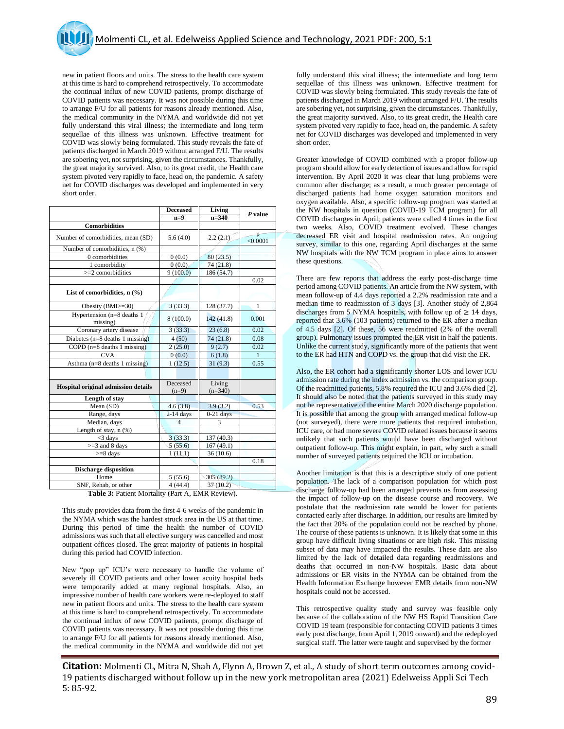new in patient floors and units. The stress to the health care system at this time is hard to comprehend retrospectively. To accommodate the continual influx of new COVID patients, prompt discharge of COVID patients was necessary. It was not possible during this time to arrange F/U for all patients for reasons already mentioned. Also, the medical community in the NYMA and worldwide did not yet fully understand this viral illness; the intermediate and long term sequellae of this illness was unknown. Effective treatment for COVID was slowly being formulated. This study reveals the fate of patients discharged in March 2019 without arranged F/U. The results are sobering yet, not surprising, given the circumstances. Thankfully, the great majority survived. Also, to its great credit, the Health care system pivoted very rapidly to face, head on, the pandemic. A safety net for COVID discharges was developed and implemented in very short order.

| | Deceased n=9 | Living n=340 | P value |
|---|---|---|---|
| **Comorbidities** | | | |
| Number of comorbidities, mean (SD) | 5.6 (4.0) | 2.2 (2.1) | p <0.0001 |
| Number of comorbidities, n (%) | | | |
| 0 comorbidities | 0 (0.0) | 80 (23.5) | |
| 1 comorbidity | 0 (0.0) | 74 (21.8) | |
| >=2 comorbidities | 9 (100.0) | 186 (54.7) | |
| | | | 0.02 |
| **List of comorbidities, n (%)** | | | |
| Obesity (BMI>=30) | 3 (33.3) | 128 (37.7) | 1 |
| Hypertension (n=8 deaths 1 missing) | 8 (100.0) | 142 (41.8) | 0.001 |
| Coronary artery disease | 3 (33.3) | 23 (6.8) | 0.02 |
| Diabetes (n=8 deaths 1 missing) | 4 (50) | 74 (21.8) | 0.08 |
| COPD (n=8 deaths 1 missing) | 2 (25.0) | 9 (2.7) | 0.02 |
| CVA | 0 (0.0) | 6 (1.8) | 1 |
| Asthma (n=8 deaths 1 missing) | 1 (12.5) | 31 (9.3) | 0.55 |
| | | | |
| **Hospital original admission details** | Deceased (n=9) | Living (n=340) | |
| **Length of stay** | | | |
| Mean (SD) | 4.6 (3.8) | 3.9 (3.2) | 0.53 |
| Range, days | 2-14 days | 0-21 days | |
| Median, days | 4 | 3 | |
| Length of stay, n (%) | | | |
| <3 days | 3 (33.3) | 137 (40.3) | |
| >=3 and 8 days | 5 (55.6) | 167 (49.1) | |
| >=8 days | 1 (11.1) | 36 (10.6) | |
| | | | 0.18 |
| **Discharge disposition** | | | |
| Home | 5 (55.6) | 305 (89.2) | |
| SNF, Rehab, or other | 4 (44.4) | 37 (10.2) | |

**Table 3:** Patient Mortality (Part A, EMR Review).

This study provides data from the first 4-6 weeks of the pandemic in the NYMA which was the hardest struck area in the US at that time. During this period of time the health the number of COVID admissions was such that all elective surgery was cancelled and most outpatient offices closed. The great majority of patients in hospital during this period had COVID infection.

New "pop up" ICU's were necessary to handle the volume of severely ill COVID patients and other lower acuity hospital beds were temporarily added at many regional hospitals. Also, an impressive number of health care workers were re-deployed to staff new in patient floors and units. The stress to the health care system at this time is hard to comprehend retrospectively. To accommodate the continual influx of new COVID patients, prompt discharge of COVID patients was necessary. It was not possible during this time to arrange F/U for all patients for reasons already mentioned. Also, the medical community in the NYMA and worldwide did not yet fully understand this viral illness; the intermediate and long term sequellae of this illness was unknown. Effective treatment for COVID was slowly being formulated. This study reveals the fate of patients discharged in March 2019 without arranged F/U. The results are sobering yet, not surprising, given the circumstances. Thankfully, the great majority survived. Also, to its great credit, the Health care system pivoted very rapidly to face, head on, the pandemic. A safety net for COVID discharges was developed and implemented in very short order.

Greater knowledge of COVID combined with a proper follow-up program should allow for early detection of issues and allow for rapid intervention. By April 2020 it was clear that lung problems were common after discharge; as a result, a much greater percentage of discharged patients had home oxygen saturation monitors and oxygen available. Also, a specific follow-up program was started at the NW hospitals in question (COVID-19 TCM program) for all COVID discharges in April; patients were called 4 times in the first two weeks. Also, COVID treatment evolved. These changes decreased ER visit and hospital readmission rates. An ongoing survey, similar to this one, regarding April discharges at the same NW hospitals with the NW TCM program in place aims to answer these questions.

There are few reports that address the early post-discharge time period among COVID patients. An article from the NW system, with mean follow-up of 4.4 days reported a 2.2% readmission rate and a median time to readmission of 3 days [3]. Another study of 2,864 discharges from 5 NYMA hospitals, with follow up of ≥ 14 days, reported that 3.6% (103 patients) returned to the ER after a median of 4.5 days [2]. Of these, 56 were readmitted (2% of the overall group). Pulmonary issues prompted the ER visit in half the patients. Unlike the current study, significantly more of the patients that went to the ER had HTN and COPD vs. the group that did visit the ER.

Also, the ER cohort had a significantly shorter LOS and lower ICU admission rate during the index admission vs. the comparison group. Of the readmitted patients, 5.8% required the ICU and 3.6% died [2]. It should also be noted that the patients surveyed in this study may not be representative of the entire March 2020 discharge population. It is possible that among the group with arranged medical follow-up (not surveyed), there were more patients that required intubation, ICU care, or had more severe COVID related issues because it seems unlikely that such patients would have been discharged without outpatient follow-up. This might explain, in part, why such a small number of surveyed patients required the ICU or intubation.

Another limitation is that this is a descriptive study of one patient population. The lack of a comparison population for which post discharge follow-up had been arranged prevents us from assessing the impact of follow-up on the disease course and recovery. We postulate that the readmission rate would be lower for patients contacted early after discharge. In addition, our results are limited by the fact that 20% of the population could not be reached by phone. The course of these patients is unknown. It is likely that some in this group have difficult living situations or are high risk. This missing subset of data may have impacted the results. These data are also limited by the lack of detailed data regarding readmissions and deaths that occurred in non-NW hospitals. Basic data about admissions or ER visits in the NYMA can be obtained from the Health Information Exchange however EMR details from non-NW hospitals could not be accessed.

This retrospective quality study and survey was feasible only because of the collaboration of the NW HS Rapid Transition Care COVID 19 team (responsible for contacting COVID patients 3 times early post discharge, from April 1, 2019 onward) and the redeployed surgical staff. The latter were taught and supervised by the former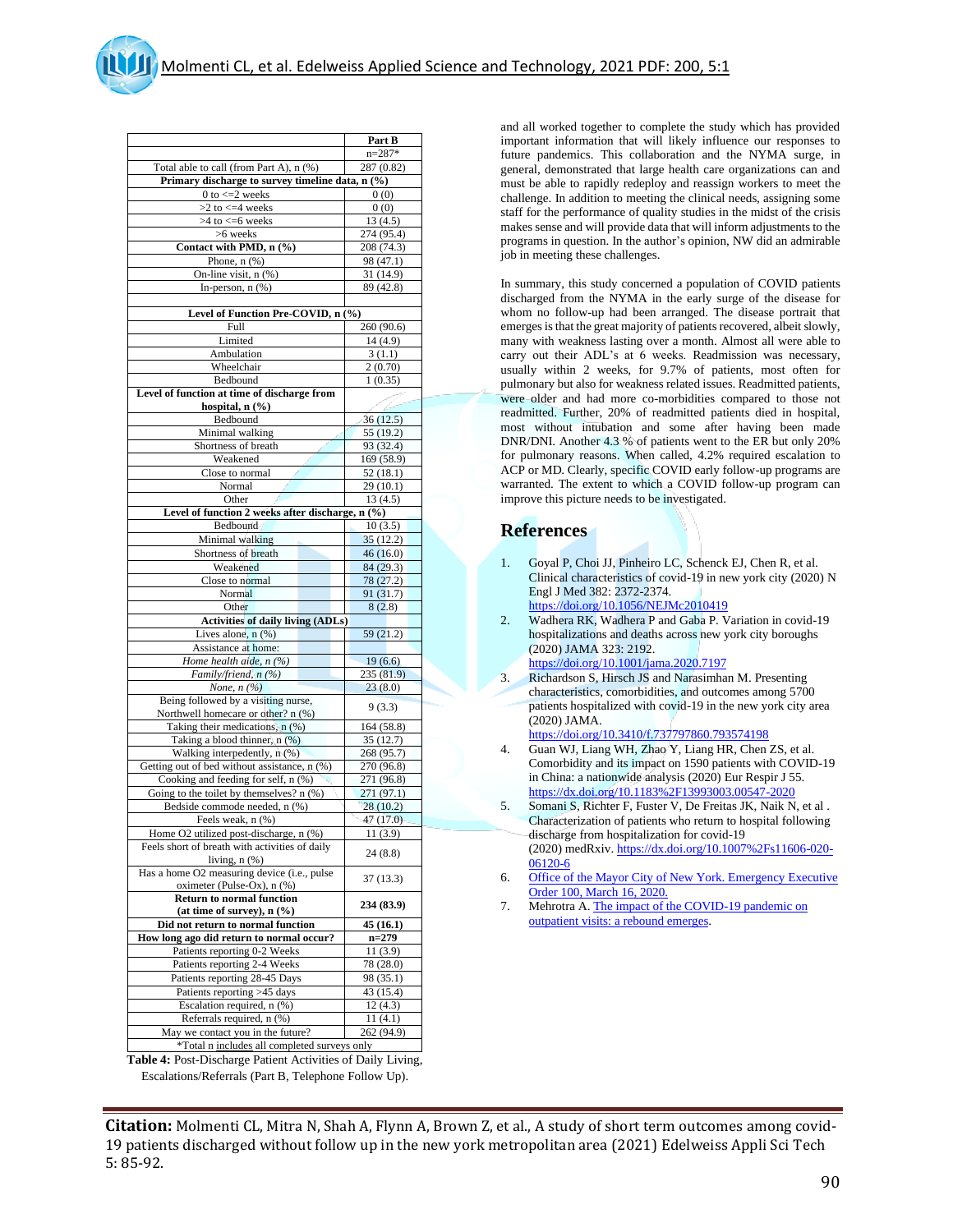| | Part B |
|---|---|
| | n=287* |
| Total able to call (from Part A), n (%) | 287 (0.82) |
| **Primary discharge to survey timeline data, n (%)** | |
| 0 to <=2 weeks | 0 (0) |
| >2 to <=4 weeks | 0 (0) |
| >4 to <=6 weeks | 13 (4.5) |
| >6 weeks | 274 (95.4) |
| **Contact with PMD, n (%)** | 208 (74.3) |
| Phone, n (%) | 98 (47.1) |
| On-line visit, n (%) | 31 (14.9) |
| In-person, n (%) | 89 (42.8) |
| | |
| **Level of Function Pre-COVID, n (%)** | |
| Full | 260 (90.6) |
| Limited | 14 (4.9) |
| Ambulation | 3 (1.1) |
| Wheelchair | 2 (0.70) |
| Bedbound | 1 (0.35) |
| **Level of function at time of discharge from hospital, n (%)** | |
| Bedbound | 36 (12.5) |
| Minimal walking | 55 (19.2) |
| Shortness of breath | 93 (32.4) |
| Weakened | 169 (58.9) |
| Close to normal | 52 (18.1) |
| Normal | 29 (10.1) |
| Other | 13 (4.5) |
| **Level of function 2 weeks after discharge, n (%)** | |
| Bedbound | 10 (3.5) |
| Minimal walking | 35 (12.2) |
| Shortness of breath | 46 (16.0) |
| Weakened | 84 (29.3) |
| Close to normal | 78 (27.2) |
| Normal | 91 (31.7) |
| Other | 8 (2.8) |
| **Activities of daily living (ADLs)** | |
| Lives alone, n (%) | 59 (21.2) |
| Assistance at home: | |
| *Home health aide, n (%)* | 19 (6.6) |
| *Family/friend, n (%)* | 235 (81.9) |
| *None, n (%)* | 23 (8.0) |
| Being followed by a visiting nurse, Northwell homecare or other? n (%) | 9 (3.3) |
| Taking their medications, n (%) | 164 (58.8) |
| Taking a blood thinner, n (%) | 35 (12.7) |
| Walking interpedently, n (%) | 268 (95.7) |
| Getting out of bed without assistance, n (%) | 270 (96.8) |
| Cooking and feeding for self, n (%) | 271 (96.8) |
| Going to the toilet by themselves? n (%) | 271 (97.1) |
| Bedside commode needed, n (%) | 28 (10.2) |
| Feels weak, n (%) | 47 (17.0) |
| Home O2 utilized post-discharge, n (%) | 11 (3.9) |
| Feels short of breath with activities of daily living, n (%) | 24 (8.8) |
| Has a home O2 measuring device (i.e., pulse oximeter (Pulse-Ox), n (%) | 37 (13.3) |
| **Return to normal function (at time of survey), n (%)** | **234 (83.9)** |
| **Did not return to normal function** | **45 (16.1)** |
| **How long ago did return to normal occur?** | **n=279** |
| Patients reporting 0-2 Weeks | 11 (3.9) |
| Patients reporting 2-4 Weeks | 78 (28.0) |
| Patients reporting 28-45 Days | 98 (35.1) |
| Patients reporting >45 days | 43 (15.4) |
| Escalation required, n (%) | 12 (4.3) |
| Referrals required, n (%) | 11 (4.1) |
| May we contact you in the future? | 262 (94.9) |
| *Total n includes all completed surveys only | |

**Table 4:** Post-Discharge Patient Activities of Daily Living, Escalations/Referrals (Part B, Telephone Follow Up).

and all worked together to complete the study which has provided important information that will likely influence our responses to future pandemics. This collaboration and the NYMA surge, in general, demonstrated that large health care organizations can and must be able to rapidly redeploy and reassign workers to meet the challenge. In addition to meeting the clinical needs, assigning some staff for the performance of quality studies in the midst of the crisis makes sense and will provide data that will inform adjustments to the programs in question. In the author's opinion, NW did an admirable job in meeting these challenges.

In summary, this study concerned a population of COVID patients discharged from the NYMA in the early surge of the disease for whom no follow-up had been arranged. The disease portrait that emerges is that the great majority of patients recovered, albeit slowly, many with weakness lasting over a month. Almost all were able to carry out their ADL's at 6 weeks. Readmission was necessary, usually within 2 weeks, for 9.7% of patients, most often for pulmonary but also for weakness related issues. Readmitted patients, were older and had more co-morbidities compared to those not readmitted. Further, 20% of readmitted patients died in hospital, most without intubation and some after having been made DNR/DNI. Another 4.3 % of patients went to the ER but only 20% for pulmonary reasons. When called, 4.2% required escalation to ACP or MD. Clearly, specific COVID early follow-up programs are warranted. The extent to which a COVID follow-up program can improve this picture needs to be investigated.

## References

1. Goyal P, Choi JJ, Pinheiro LC, Schenck EJ, Chen R, et al. Clinical characteristics of covid-19 in new york city (2020) N Engl J Med 382: 2372-2374. https://doi.org/10.1056/NEJMc2010419
2. Wadhera RK, Wadhera P and Gaba P. Variation in covid-19 hospitalizations and deaths across new york city boroughs (2020) JAMA 323: 2192. https://doi.org/10.1001/jama.2020.7197
3. Richardson S, Hirsch JS and Narasimhan M. Presenting characteristics, comorbidities, and outcomes among 5700 patients hospitalized with covid-19 in the new york city area (2020) JAMA. https://doi.org/10.3410/f.737797860.793574198
4. Guan WJ, Liang WH, Zhao Y, Liang HR, Chen ZS, et al. Comorbidity and its impact on 1590 patients with COVID-19 in China: a nationwide analysis (2020) Eur Respir J 55. https://dx.doi.org/10.1183%2F13993003.00547-2020
5. Somani S, Richter F, Fuster V, De Freitas JK, Naik N, et al . Characterization of patients who return to hospital following discharge from hospitalization for covid-19 (2020) medRxiv. https://dx.doi.org/10.1007%2Fs11606-020-06120-6
6. Office of the Mayor City of New York. Emergency Executive Order 100, March 16, 2020.
7. Mehrotra A. The impact of the COVID-19 pandemic on outpatient visits: a rebound emerges.

**Citation:** Molmenti CL, Mitra N, Shah A, Flynn A, Brown Z, et al., A study of short term outcomes among covid-19 patients discharged without follow up in the new york metropolitan area (2021) Edelweiss Appli Sci Tech 5: 85-92.